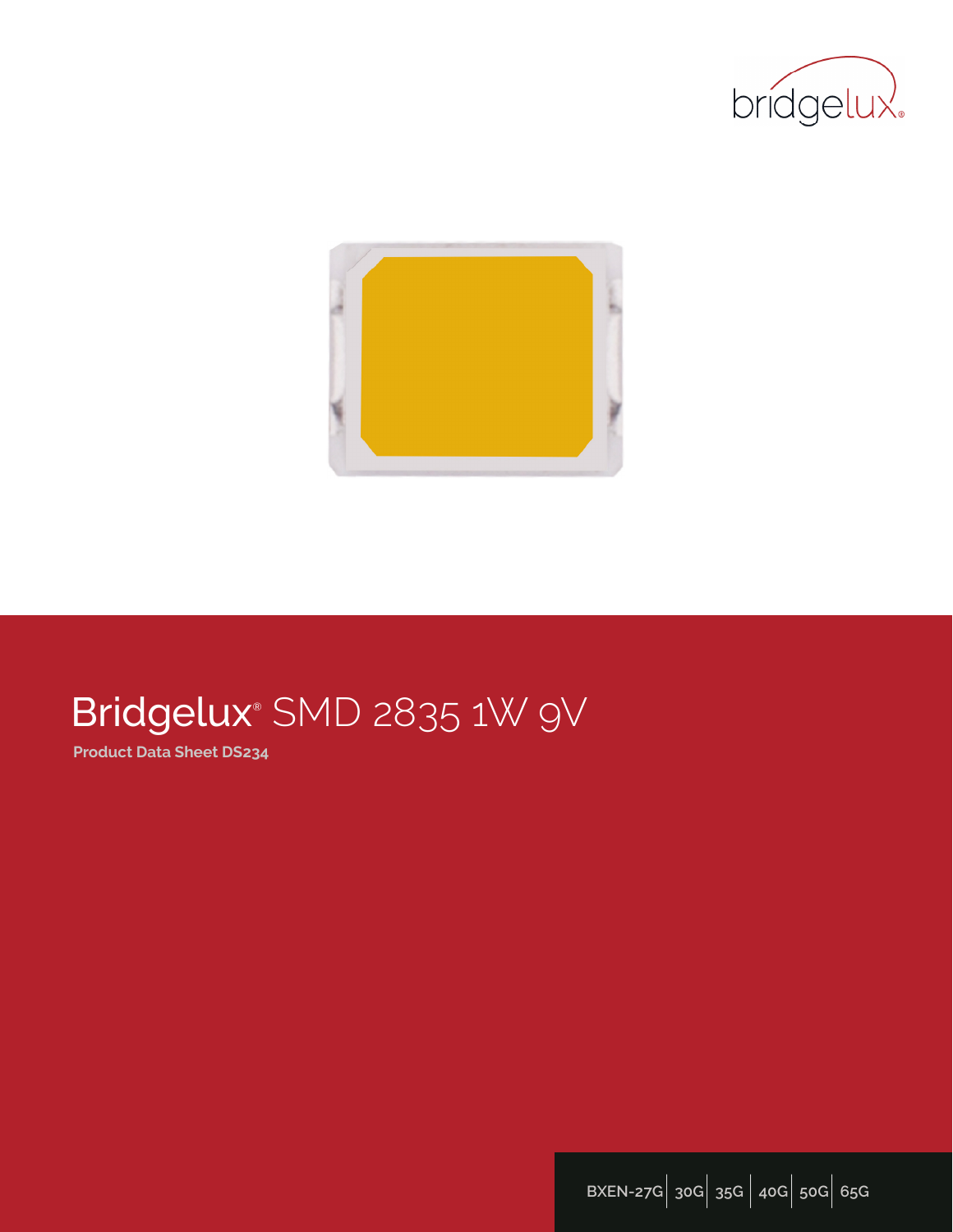bridgelux

# Bridgelux® SMD 2835 1W 9V

**Product Data Sheet DS234**

BXEN-27G | 30G | 35G | 40G | 50G | 65G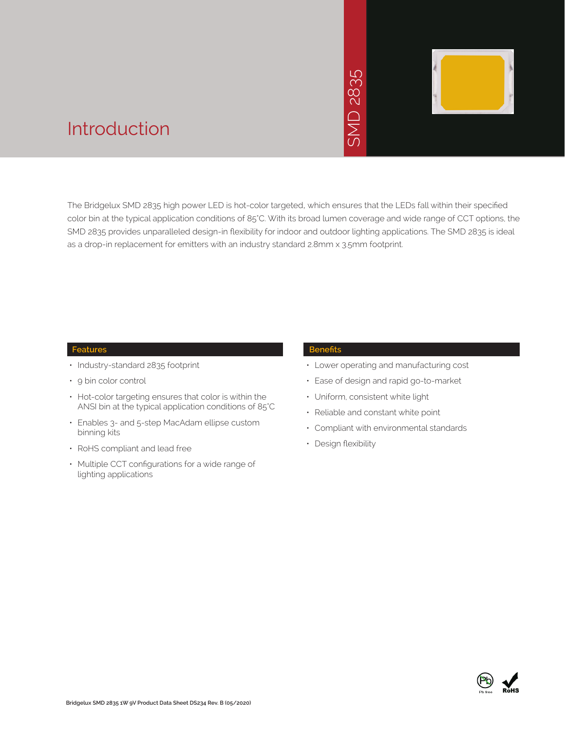# Introduction

SMD 2835

The Bridgelux SMD 2835 high power LED is hot-color targeted, which ensures that the LEDs fall within their specified color bin at the typical application conditions of 85°C. With its broad lumen coverage and wide range of CCT options, the SMD 2835 provides unparalleled design-in flexibility for indoor and outdoor lighting applications. The SMD 2835 is ideal as a drop-in replacement for emitters with an industry standard 2.8mm x 3.5mm footprint.

## Features

- Industry-standard 2835 footprint
- 9 bin color control
- Hot-color targeting ensures that color is within the ANSI bin at the typical application conditions of 85°C
- Enables 3- and 5-step MacAdam ellipse custom binning kits
- RoHS compliant and lead free
- Multiple CCT configurations for a wide range of lighting applications

## Benefits

- Lower operating and manufacturing cost
- Ease of design and rapid go-to-market
- Uniform, consistent white light
- Reliable and constant white point
- Compliant with environmental standards
- Design flexibility

Pb free RoHS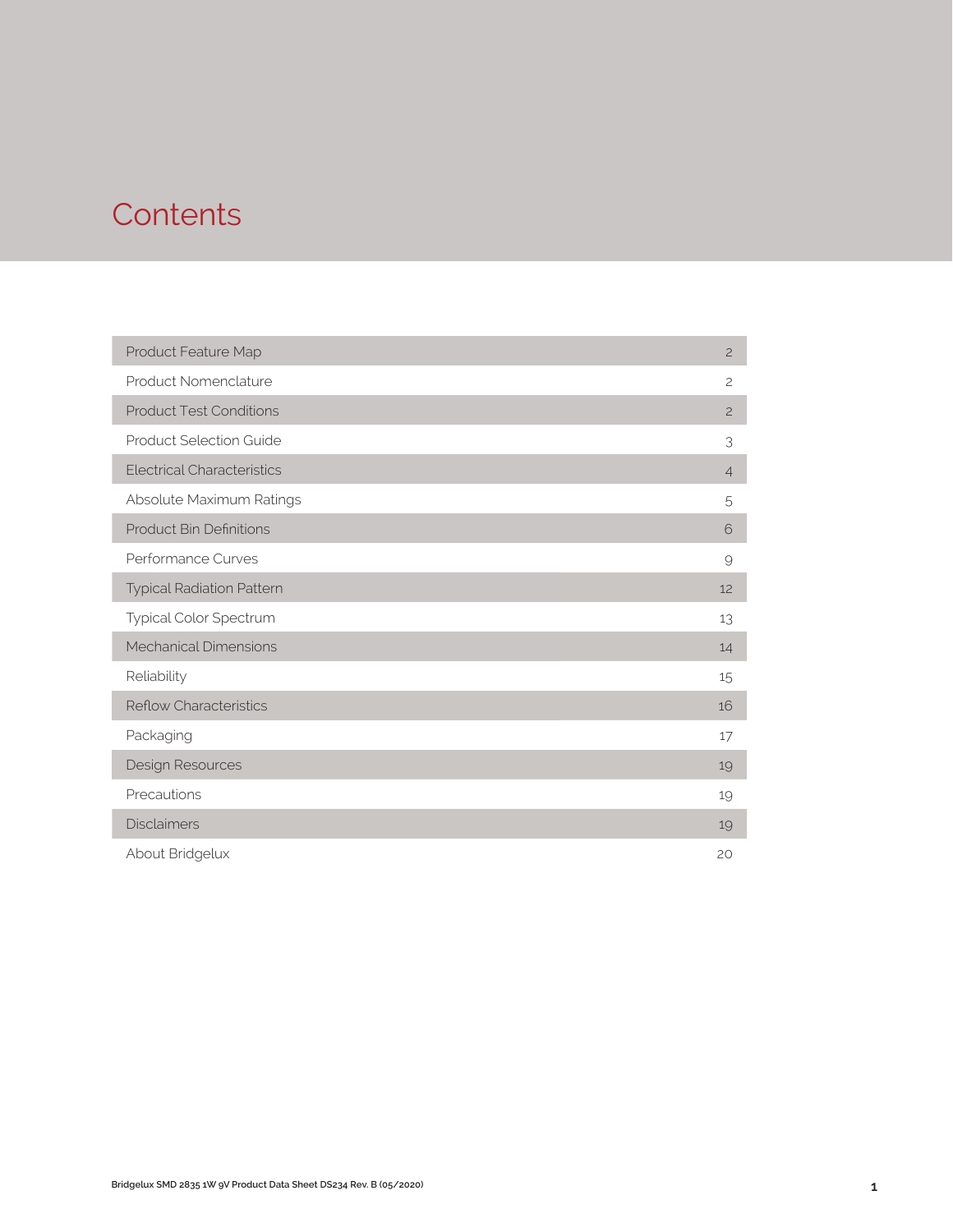# Contents

| | |
|---|---|
| Product Feature Map | 2 |
| Product Nomenclature | 2 |
| Product Test Conditions | 2 |
| Product Selection Guide | 3 |
| Electrical Characteristics | 4 |
| Absolute Maximum Ratings | 5 |
| Product Bin Definitions | 6 |
| Performance Curves | 9 |
| Typical Radiation Pattern | 12 |
| Typical Color Spectrum | 13 |
| Mechanical Dimensions | 14 |
| Reliability | 15 |
| Reflow Characteristics | 16 |
| Packaging | 17 |
| Design Resources | 19 |
| Precautions | 19 |
| Disclaimers | 19 |
| About Bridgelux | 20 |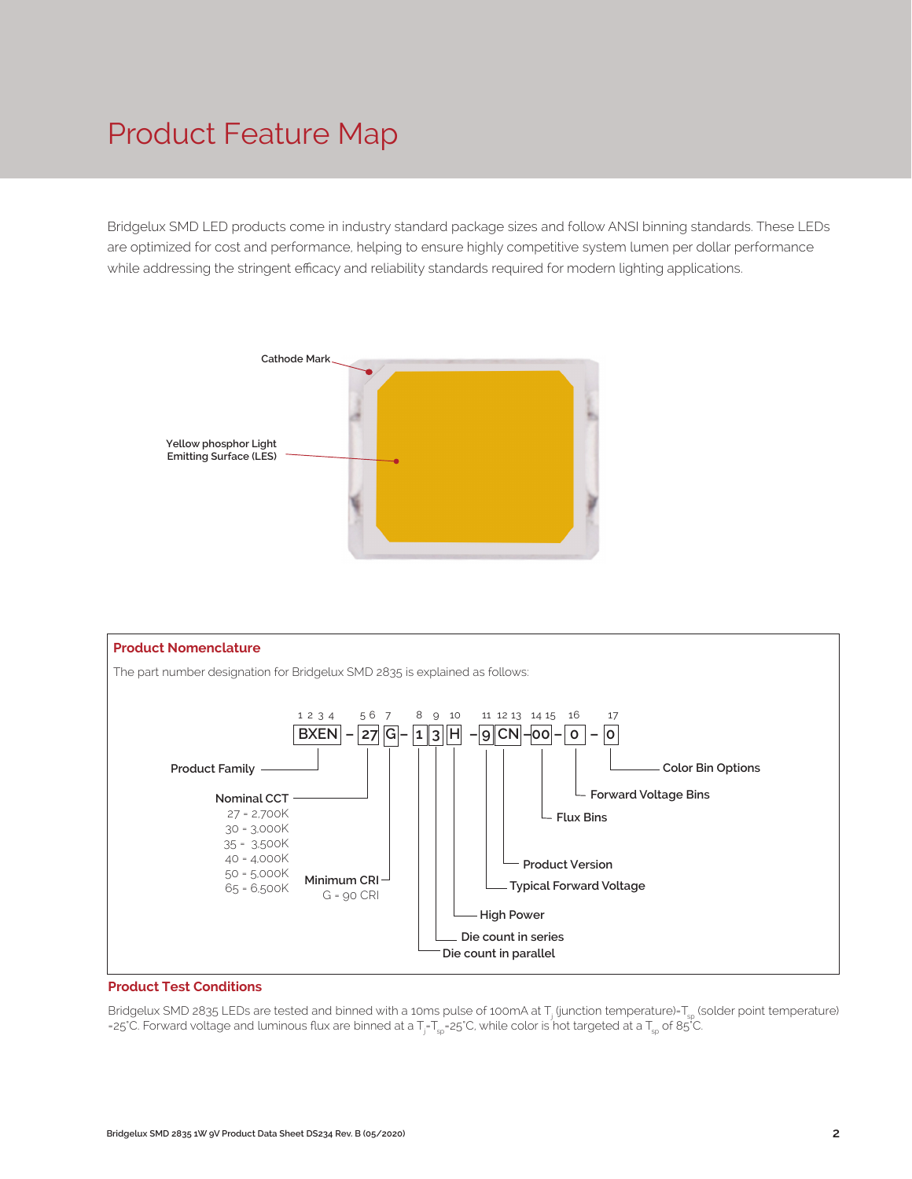# Product Feature Map

Bridgelux SMD LED products come in industry standard package sizes and follow ANSI binning standards. These LEDs are optimized for cost and performance, helping to ensure highly competitive system lumen per dollar performance while addressing the stringent efficacy and reliability standards required for modern lighting applications.

Cathode Mark

Yellow phosphor Light Emitting Surface (LES)

## Product Nomenclature

The part number designation for Bridgelux SMD 2835 is explained as follows:

BXEN – 27 G – 1 3 H – 9 CN – 00 – 0 – 0

| Position | Code | Description |
|---|---|---|
| 1 2 3 4 | BXEN | Product Family |
| 5 6 | 27 | Nominal CCT: 27 = 2,700K; 30 = 3,000K; 35 = 3,500K; 40 = 4,000K; 50 = 5,000K; 65 = 6,500K |
| 7 | G | Minimum CRI: G = 90 CRI |
| 8 | 1 | Die count in parallel |
| 9 | 3 | Die count in series |
| 10 | H | High Power |
| 11 | 9 | Typical Forward Voltage |
| 12 13 | CN | Product Version |
| 14 15 | 00 | Flux Bins |
| 16 | 0 | Forward Voltage Bins |
| 17 | 0 | Color Bin Options |

## Product Test Conditions

Bridgelux SMD 2835 LEDs are tested and binned with a 10ms pulse of 100mA at $T_j$ (junction temperature)=$T_{sp}$ (solder point temperature) =25°C. Forward voltage and luminous flux are binned at a $T_j$=$T_{sp}$=25°C, while color is hot targeted at a $T_{sp}$ of 85°C.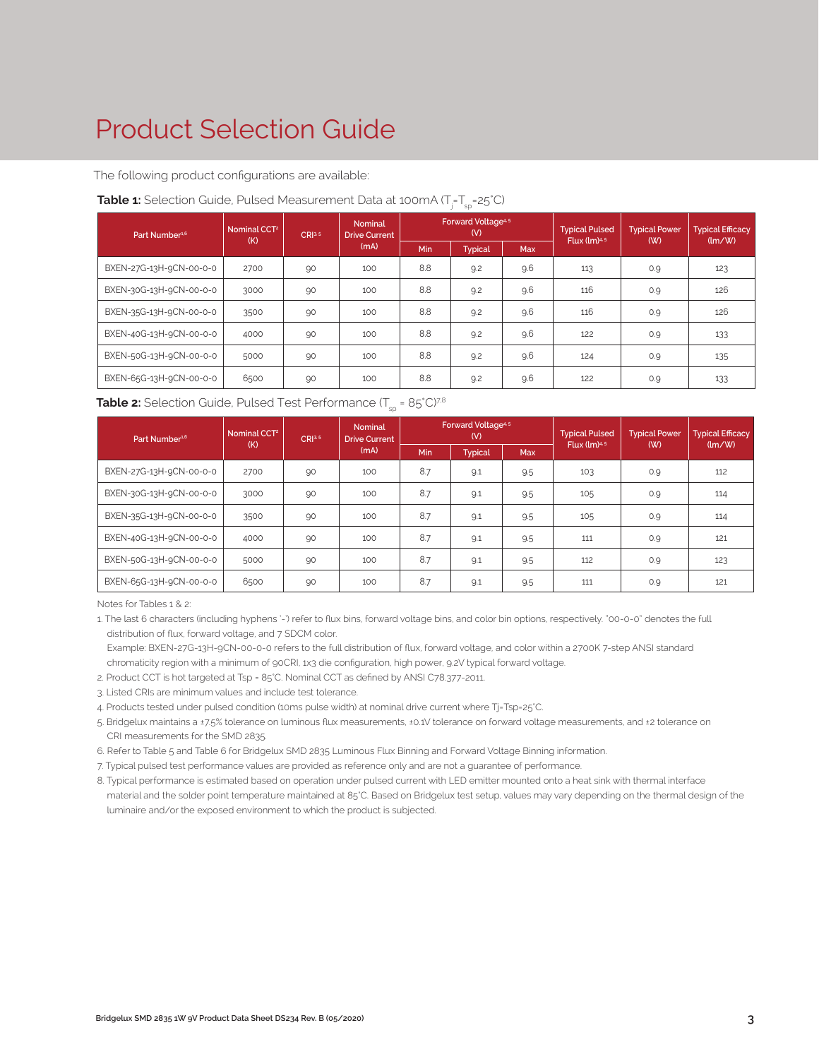# Product Selection Guide

The following product configurations are available:

**Table 1:** Selection Guide, Pulsed Measurement Data at 100mA ($T_j$=$T_{sp}$=25°C)

| Part Number[1,6] | Nominal CCT[2] (K) | CRI[3,5] | Nominal Drive Current (mA) | Forward Voltage[4,5] (V) | | | Typical Pulsed Flux (lm)[4,5] | Typical Power (W) | Typical Efficacy (lm/W) |
|---|---|---|---|---|---|---|---|---|---|
| | | | | Min | Typical | Max | | | |
| BXEN-27G-13H-9CN-00-0-0 | 2700 | 90 | 100 | 8.8 | 9.2 | 9.6 | 113 | 0.9 | 123 |
| BXEN-30G-13H-9CN-00-0-0 | 3000 | 90 | 100 | 8.8 | 9.2 | 9.6 | 116 | 0.9 | 126 |
| BXEN-35G-13H-9CN-00-0-0 | 3500 | 90 | 100 | 8.8 | 9.2 | 9.6 | 116 | 0.9 | 126 |
| BXEN-40G-13H-9CN-00-0-0 | 4000 | 90 | 100 | 8.8 | 9.2 | 9.6 | 122 | 0.9 | 133 |
| BXEN-50G-13H-9CN-00-0-0 | 5000 | 90 | 100 | 8.8 | 9.2 | 9.6 | 124 | 0.9 | 135 |
| BXEN-65G-13H-9CN-00-0-0 | 6500 | 90 | 100 | 8.8 | 9.2 | 9.6 | 122 | 0.9 | 133 |

**Table 2:** Selection Guide, Pulsed Test Performance ($T_{sp}$ = 85°C)[7,8]

| Part Number[1,6] | Nominal CCT[2] (K) | CRI[3,5] | Nominal Drive Current (mA) | Forward Voltage[4,5] (V) | | | Typical Pulsed Flux (lm)[4,5] | Typical Power (W) | Typical Efficacy (lm/W) |
|---|---|---|---|---|---|---|---|---|---|
| | | | | Min | Typical | Max | | | |
| BXEN-27G-13H-9CN-00-0-0 | 2700 | 90 | 100 | 8.7 | 9.1 | 9.5 | 103 | 0.9 | 112 |
| BXEN-30G-13H-9CN-00-0-0 | 3000 | 90 | 100 | 8.7 | 9.1 | 9.5 | 105 | 0.9 | 114 |
| BXEN-35G-13H-9CN-00-0-0 | 3500 | 90 | 100 | 8.7 | 9.1 | 9.5 | 105 | 0.9 | 114 |
| BXEN-40G-13H-9CN-00-0-0 | 4000 | 90 | 100 | 8.7 | 9.1 | 9.5 | 111 | 0.9 | 121 |
| BXEN-50G-13H-9CN-00-0-0 | 5000 | 90 | 100 | 8.7 | 9.1 | 9.5 | 112 | 0.9 | 123 |
| BXEN-65G-13H-9CN-00-0-0 | 6500 | 90 | 100 | 8.7 | 9.1 | 9.5 | 111 | 0.9 | 121 |

Notes for Tables 1 & 2:

1. The last 6 characters (including hyphens '-') refer to flux bins, forward voltage bins, and color bin options, respectively. "00-0-0" denotes the full distribution of flux, forward voltage, and 7 SDCM color.
   Example: BXEN-27G-13H-9CN-00-0-0 refers to the full distribution of flux, forward voltage, and color within a 2700K 7-step ANSI standard chromaticity region with a minimum of 90CRI, 1x3 die configuration, high power, 9.2V typical forward voltage.
2. Product CCT is hot targeted at Tsp = 85°C. Nominal CCT as defined by ANSI C78.377-2011.
3. Listed CRIs are minimum values and include test tolerance.
4. Products tested under pulsed condition (10ms pulse width) at nominal drive current where Tj=Tsp=25°C.
5. Bridgelux maintains a ±7.5% tolerance on luminous flux measurements, ±0.1V tolerance on forward voltage measurements, and ±2 tolerance on CRI measurements for the SMD 2835.
6. Refer to Table 5 and Table 6 for Bridgelux SMD 2835 Luminous Flux Binning and Forward Voltage Binning information.
7. Typical pulsed test performance values are provided as reference only and are not a guarantee of performance.
8. Typical performance is estimated based on operation under pulsed current with LED emitter mounted onto a heat sink with thermal interface material and the solder point temperature maintained at 85°C. Based on Bridgelux test setup, values may vary depending on the thermal design of the luminaire and/or the exposed environment to which the product is subjected.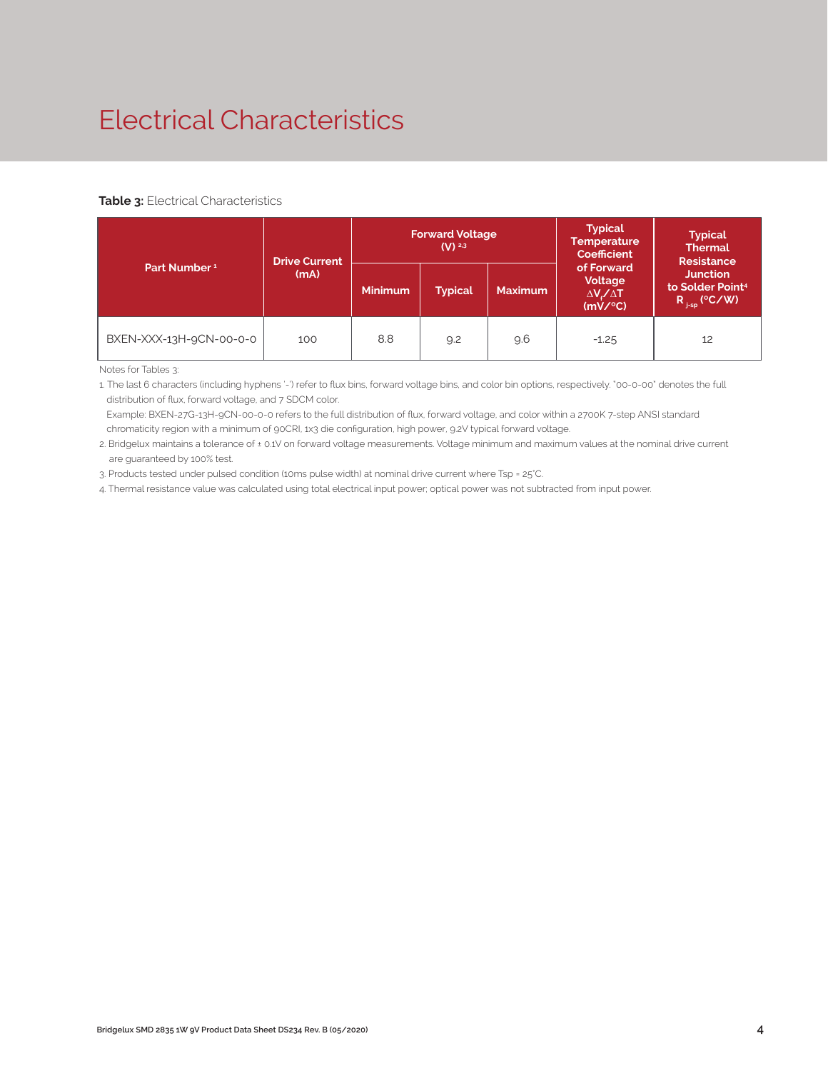# Electrical Characteristics

**Table 3:** Electrical Characteristics

| Part Number [1] | Drive Current (mA) | Forward Voltage (V) [2,3] | | | Typical Temperature Coefficient of Forward Voltage $\Delta V_f/\Delta T$ (mV/°C) | Typical Thermal Resistance Junction to Solder Point[4] $R_{j\text{-}sp}$ (°C/W) |
|---|---|---|---|---|---|---|
| | | Minimum | Typical | Maximum | | |
| BXEN-XXX-13H-9CN-00-0-0 | 100 | 8.8 | 9.2 | 9.6 | -1.25 | 12 |

Notes for Tables 3:

1. The last 6 characters (including hyphens '-') refer to flux bins, forward voltage bins, and color bin options, respectively. "00-0-00" denotes the full distribution of flux, forward voltage, and 7 SDCM color.
   Example: BXEN-27G-13H-9CN-00-0-0 refers to the full distribution of flux, forward voltage, and color within a 2700K 7-step ANSI standard chromaticity region with a minimum of 90CRI, 1x3 die configuration, high power, 9.2V typical forward voltage.
2. Bridgelux maintains a tolerance of ± 0.1V on forward voltage measurements. Voltage minimum and maximum values at the nominal drive current are guaranteed by 100% test.
3. Products tested under pulsed condition (10ms pulse width) at nominal drive current where Tsp = 25°C.
4. Thermal resistance value was calculated using total electrical input power; optical power was not subtracted from input power.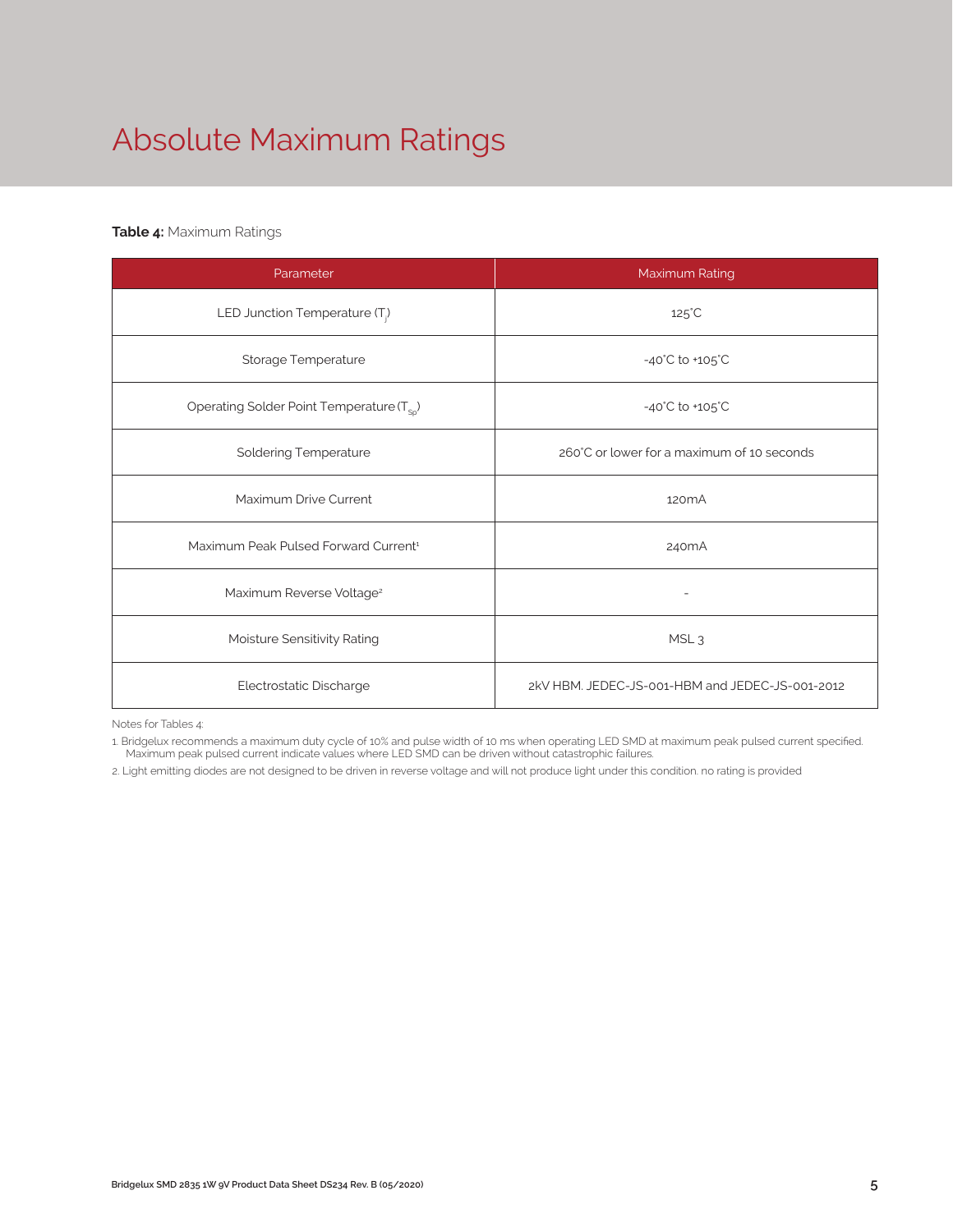# Absolute Maximum Ratings

**Table 4:** Maximum Ratings

| Parameter | Maximum Rating |
|---|---|
| LED Junction Temperature ($T_j$) | 125°C |
| Storage Temperature | -40°C to +105°C |
| Operating Solder Point Temperature ($T_{Sp}$) | -40°C to +105°C |
| Soldering Temperature | 260°C or lower for a maximum of 10 seconds |
| Maximum Drive Current | 120mA |
| Maximum Peak Pulsed Forward Current[1] | 240mA |
| Maximum Reverse Voltage[2] | - |
| Moisture Sensitivity Rating | MSL 3 |
| Electrostatic Discharge | 2kV HBM. JEDEC-JS-001-HBM and JEDEC-JS-001-2012 |

Notes for Tables 4:

1. Bridgelux recommends a maximum duty cycle of 10% and pulse width of 10 ms when operating LED SMD at maximum peak pulsed current specified. Maximum peak pulsed current indicate values where LED SMD can be driven without catastrophic failures.
2. Light emitting diodes are not designed to be driven in reverse voltage and will not produce light under this condition. no rating is provided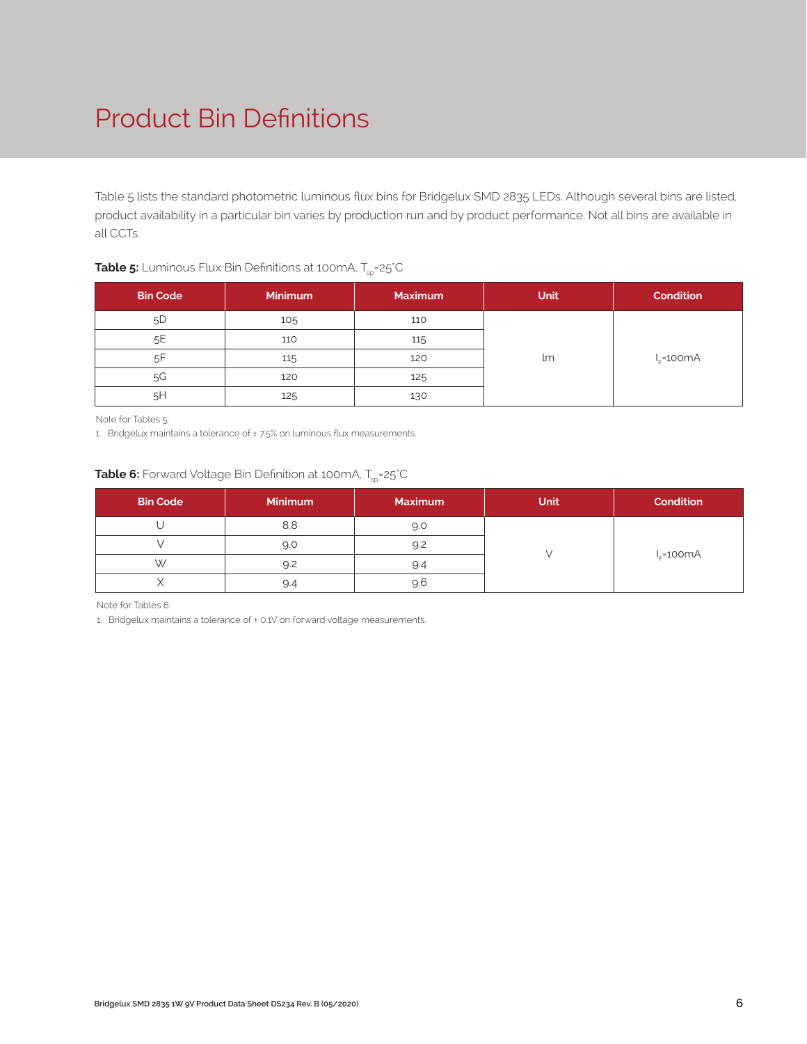# Product Bin Definitions

Table 5 lists the standard photometric luminous flux bins for Bridgelux SMD 2835 LEDs. Although several bins are listed, product availability in a particular bin varies by production run and by product performance. Not all bins are available in all CCTs.

**Table 5:** Luminous Flux Bin Definitions at 100mA, $T_{sp}$=25°C

| Bin Code | Minimum | Maximum | Unit | Condition |
|---|---|---|---|---|
| 5D | 105 | 110 | lm | $I_F$=100mA |
| 5E | 110 | 115 | | |
| 5F | 115 | 120 | | |
| 5G | 120 | 125 | | |
| 5H | 125 | 130 | | |

Note for Tables 5:

1. Bridgelux maintains a tolerance of ± 7.5% on luminous flux measurements.

**Table 6:** Forward Voltage Bin Definition at 100mA, $T_{sp}$=25°C

| Bin Code | Minimum | Maximum | Unit | Condition |
|---|---|---|---|---|
| U | 8.8 | 9.0 | V | $I_F$=100mA |
| V | 9.0 | 9.2 | | |
| W | 9.2 | 9.4 | | |
| X | 9.4 | 9.6 | | |

Note for Tables 6:

1. Bridgelux maintains a tolerance of ± 0.1V on forward voltage measurements.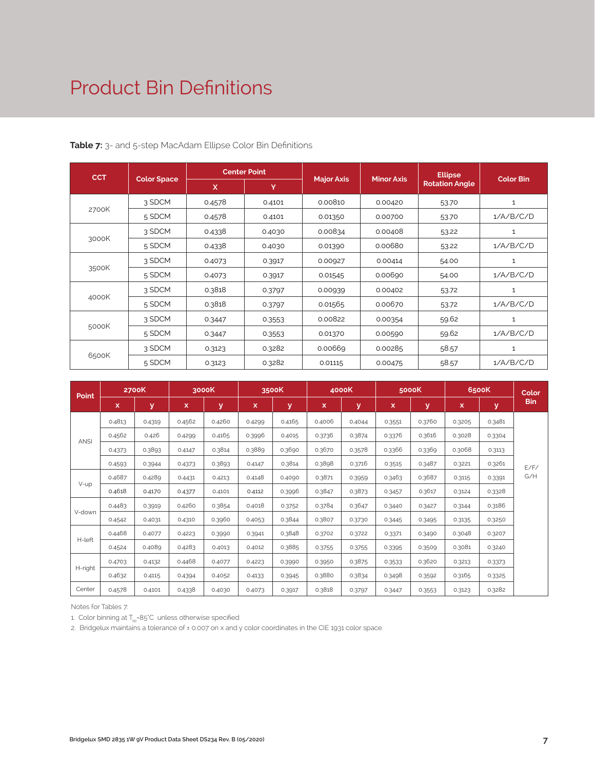# Product Bin Definitions

**Table 7:** 3- and 5-step MacAdam Ellipse Color Bin Definitions

| CCT | Color Space | Center Point | | Major Axis | Minor Axis | Ellipse Rotation Angle | Color Bin |
|---|---|---|---|---|---|---|---|
| | | X | Y | | | | |
| 2700K | 3 SDCM | 0.4578 | 0.4101 | 0.00810 | 0.00420 | 53.70 | 1 |
| | 5 SDCM | 0.4578 | 0.4101 | 0.01350 | 0.00700 | 53.70 | 1/A/B/C/D |
| 3000K | 3 SDCM | 0.4338 | 0.4030 | 0.00834 | 0.00408 | 53.22 | 1 |
| | 5 SDCM | 0.4338 | 0.4030 | 0.01390 | 0.00680 | 53.22 | 1/A/B/C/D |
| 3500K | 3 SDCM | 0.4073 | 0.3917 | 0.00927 | 0.00414 | 54.00 | 1 |
| | 5 SDCM | 0.4073 | 0.3917 | 0.01545 | 0.00690 | 54.00 | 1/A/B/C/D |
| 4000K | 3 SDCM | 0.3818 | 0.3797 | 0.00939 | 0.00402 | 53.72 | 1 |
| | 5 SDCM | 0.3818 | 0.3797 | 0.01565 | 0.00670 | 53.72 | 1/A/B/C/D |
| 5000K | 3 SDCM | 0.3447 | 0.3553 | 0.00822 | 0.00354 | 59.62 | 1 |
| | 5 SDCM | 0.3447 | 0.3553 | 0.01370 | 0.00590 | 59.62 | 1/A/B/C/D |
| 6500K | 3 SDCM | 0.3123 | 0.3282 | 0.00669 | 0.00285 | 58.57 | 1 |
| | 5 SDCM | 0.3123 | 0.3282 | 0.01115 | 0.00475 | 58.57 | 1/A/B/C/D |

| Point | 2700K | | 3000K | | 3500K | | 4000K | | 5000K | | 6500K | | Color Bin |
|---|---|---|---|---|---|---|---|---|---|---|---|---|---|
| | x | y | x | y | x | y | x | y | x | y | x | y | |
| ANSI | 0.4813 | 0.4319 | 0.4562 | 0.4260 | 0.4299 | 0.4165 | 0.4006 | 0.4044 | 0.3551 | 0.3760 | 0.3205 | 0.3481 | E/F/G/H |
| | 0.4562 | 0.426 | 0.4299 | 0.4165 | 0.3996 | 0.4015 | 0.3736 | 0.3874 | 0.3376 | 0.3616 | 0.3028 | 0.3304 | |
| | 0.4373 | 0.3893 | 0.4147 | 0.3814 | 0.3889 | 0.3690 | 0.3670 | 0.3578 | 0.3366 | 0.3369 | 0.3068 | 0.3113 | |
| | 0.4593 | 0.3944 | 0.4373 | 0.3893 | 0.4147 | 0.3814 | 0.3898 | 0.3716 | 0.3515 | 0.3487 | 0.3221 | 0.3261 | |
| V-up | 0.4687 | 0.4289 | 0.4431 | 0.4213 | 0.4148 | 0.4090 | 0.3871 | 0.3959 | 0.3463 | 0.3687 | 0.3115 | 0.3391 | |
| | 0.4618 | 0.4170 | 0.4377 | 0.4101 | 0.4112 | 0.3996 | 0.3847 | 0.3873 | 0.3457 | 0.3617 | 0.3124 | 0.3328 | |
| V-down | 0.4483 | 0.3919 | 0.4260 | 0.3854 | 0.4018 | 0.3752 | 0.3784 | 0.3647 | 0.3440 | 0.3427 | 0.3144 | 0.3186 | |
| | 0.4542 | 0.4031 | 0.4310 | 0.3960 | 0.4053 | 0.3844 | 0.3807 | 0.3730 | 0.3445 | 0.3495 | 0.3135 | 0.3250 | |
| H-left | 0.4468 | 0.4077 | 0.4223 | 0.3990 | 0.3941 | 0.3848 | 0.3702 | 0.3722 | 0.3371 | 0.3490 | 0.3048 | 0.3207 | |
| | 0.4524 | 0.4089 | 0.4283 | 0.4013 | 0.4012 | 0.3885 | 0.3755 | 0.3755 | 0.3395 | 0.3509 | 0.3081 | 0.3240 | |
| H-right | 0.4703 | 0.4132 | 0.4468 | 0.4077 | 0.4223 | 0.3990 | 0.3950 | 0.3875 | 0.3533 | 0.3620 | 0.3213 | 0.3373 | |
| | 0.4632 | 0.4115 | 0.4394 | 0.4052 | 0.4133 | 0.3945 | 0.3880 | 0.3834 | 0.3498 | 0.3592 | 0.3165 | 0.3325 | |
| Center | 0.4578 | 0.4101 | 0.4338 | 0.4030 | 0.4073 | 0.3917 | 0.3818 | 0.3797 | 0.3447 | 0.3553 | 0.3123 | 0.3282 | |

Notes for Tables 7:

1. Color binning at $T_{sp}$=85°C unless otherwise specified
2. Bridgelux maintains a tolerance of ± 0.007 on x and y color coordinates in the CIE 1931 color space.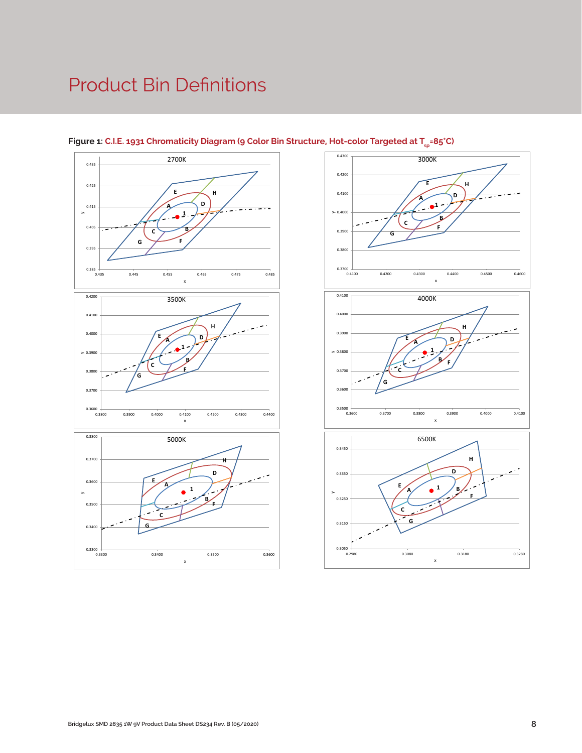# Product Bin Definitions

**Figure 1:** C.I.E. 1931 Chromaticity Diagram (9 Color Bin Structure, Hot-color Targeted at $T_{sp}$=85°C)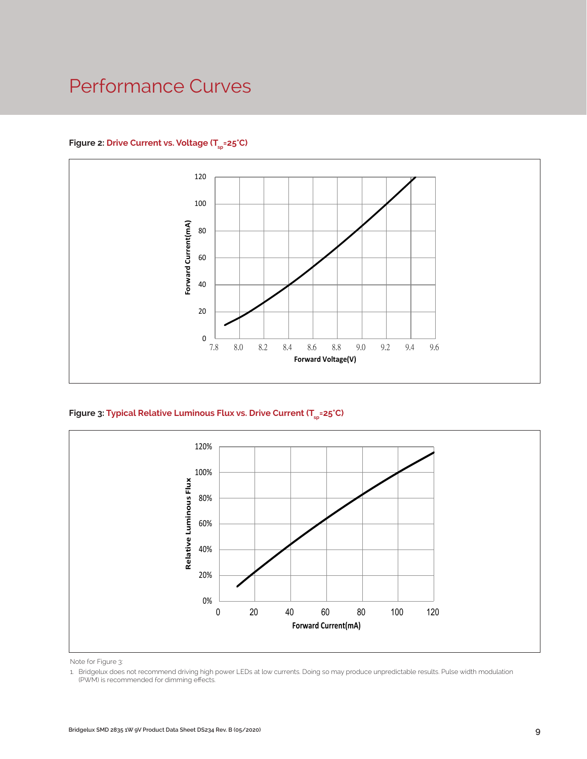# Performance Curves

**Figure 2: Drive Current vs. Voltage ($T_{sp}$=25°C)**

**Figure 3: Typical Relative Luminous Flux vs. Drive Current ($T_{sp}$=25°C)**

Note for Figure 3:

1. Bridgelux does not recommend driving high power LEDs at low currents. Doing so may produce unpredictable results. Pulse width modulation (PWM) is recommended for dimming effects.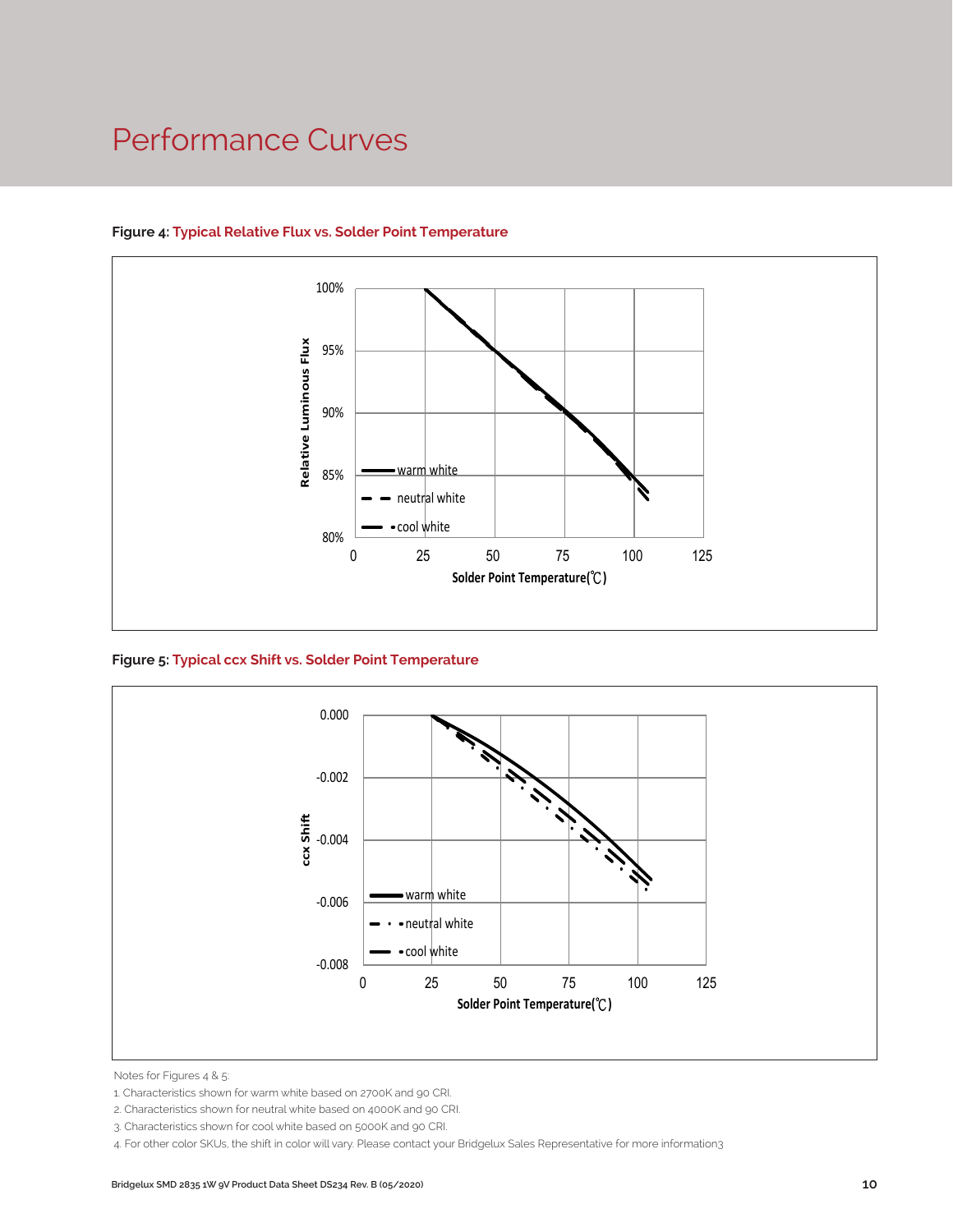# Performance Curves

**Figure 4: Typical Relative Flux vs. Solder Point Temperature**

**Figure 5: Typical ccx Shift vs. Solder Point Temperature**

Notes for Figures 4 & 5:

1. Characteristics shown for warm white based on 2700K and 90 CRI.
2. Characteristics shown for neutral white based on 4000K and 90 CRI.
3. Characteristics shown for cool white based on 5000K and 90 CRI.
4. For other color SKUs, the shift in color will vary. Please contact your Bridgelux Sales Representative for more information3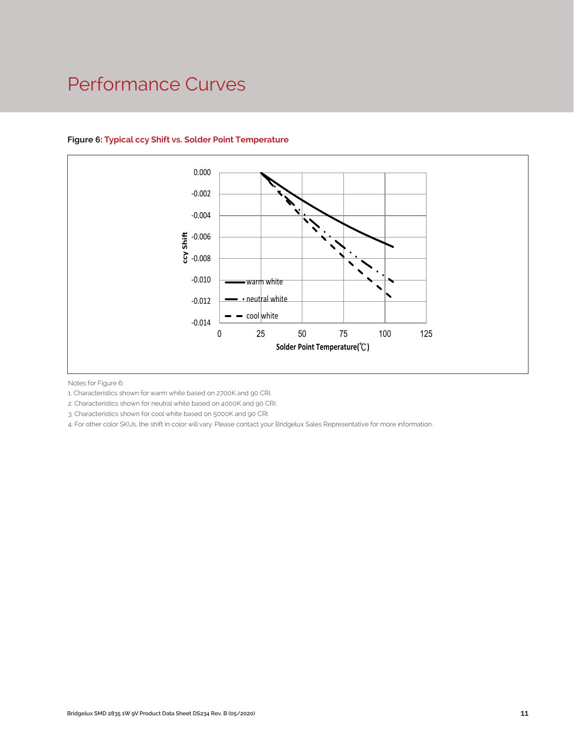# Performance Curves

**Figure 6: Typical ccy Shift vs. Solder Point Temperature**

Notes for Figure 6:

1. Characteristics shown for warm white based on 2700K and 90 CRI.
2. Characteristics shown for neutral white based on 4000K and 90 CRI.
3. Characteristics shown for cool white based on 5000K and 90 CRI.
4. For other color SKUs, the shift in color will vary. Please contact your Bridgelux Sales Representative for more information.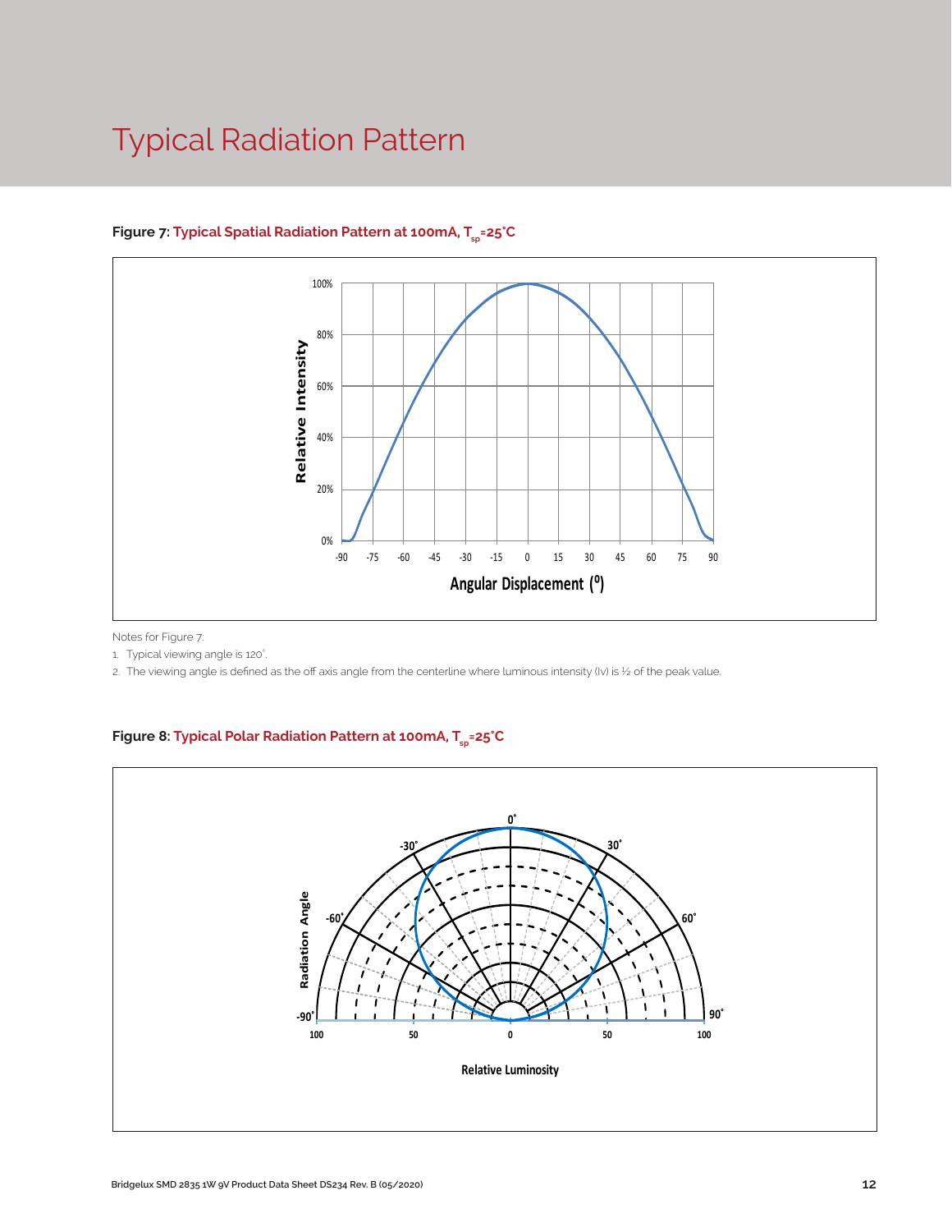# Typical Radiation Pattern

**Figure 7: Typical Spatial Radiation Pattern at 100mA, $T_{sp}$=25°C**

Notes for Figure 7:

1. Typical viewing angle is 120°.
2. The viewing angle is defined as the off axis angle from the centerline where luminous intensity (Iv) is ½ of the peak value.

**Figure 8: Typical Polar Radiation Pattern at 100mA, $T_{sp}$=25°C**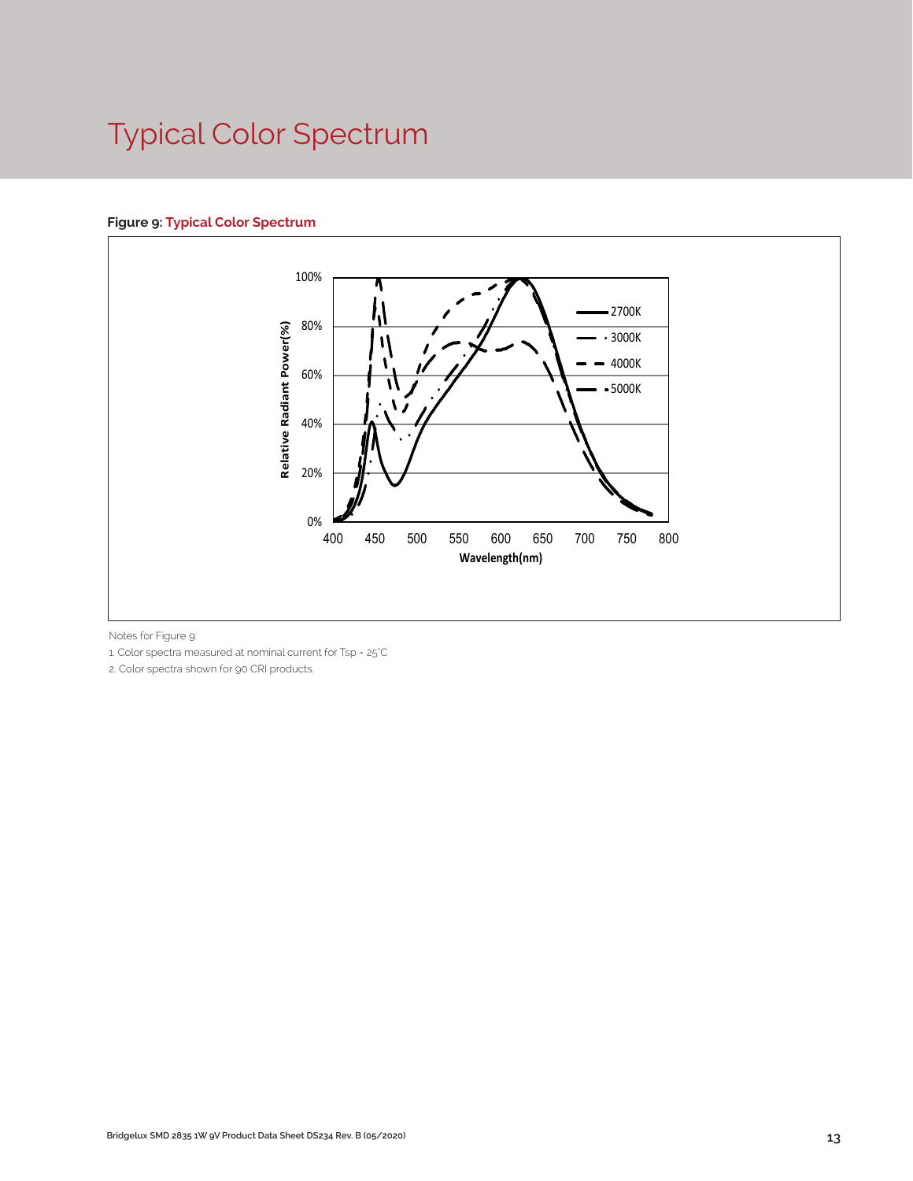# Typical Color Spectrum

**Figure 9: Typical Color Spectrum**

Notes for Figure 9:

1. Color spectra measured at nominal current for Tsp = 25°C
2. Color spectra shown for 90 CRI products.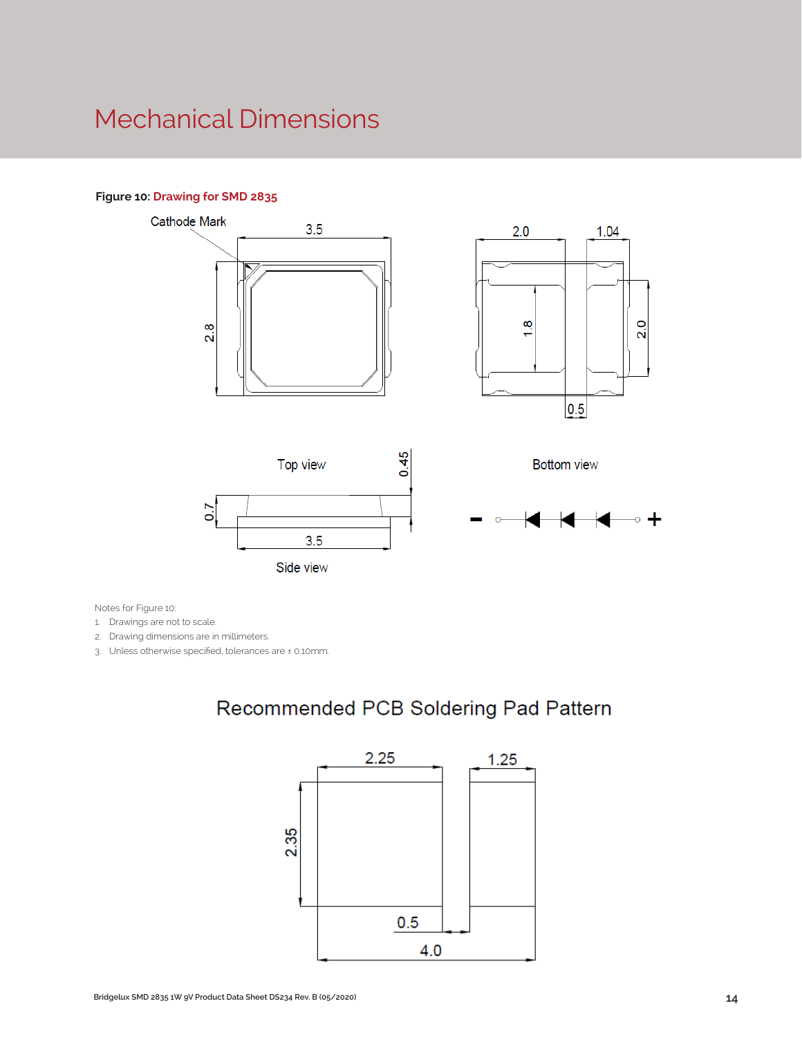# Mechanical Dimensions

**Figure 10:** **Drawing for SMD 2835**

Cathode Mark

3.5

2.8

2.0

1.04

1.8

2.0

0.5

Top view

Bottom view

0.45

0.7

3.5

Side view

\- +

Notes for Figure 10:

1. Drawings are not to scale.
2. Drawing dimensions are in millimeters.
3. Unless otherwise specified, tolerances are ± 0.10mm.

## Recommended PCB Soldering Pad Pattern

2.25

1.25

2.35

0.5

4.0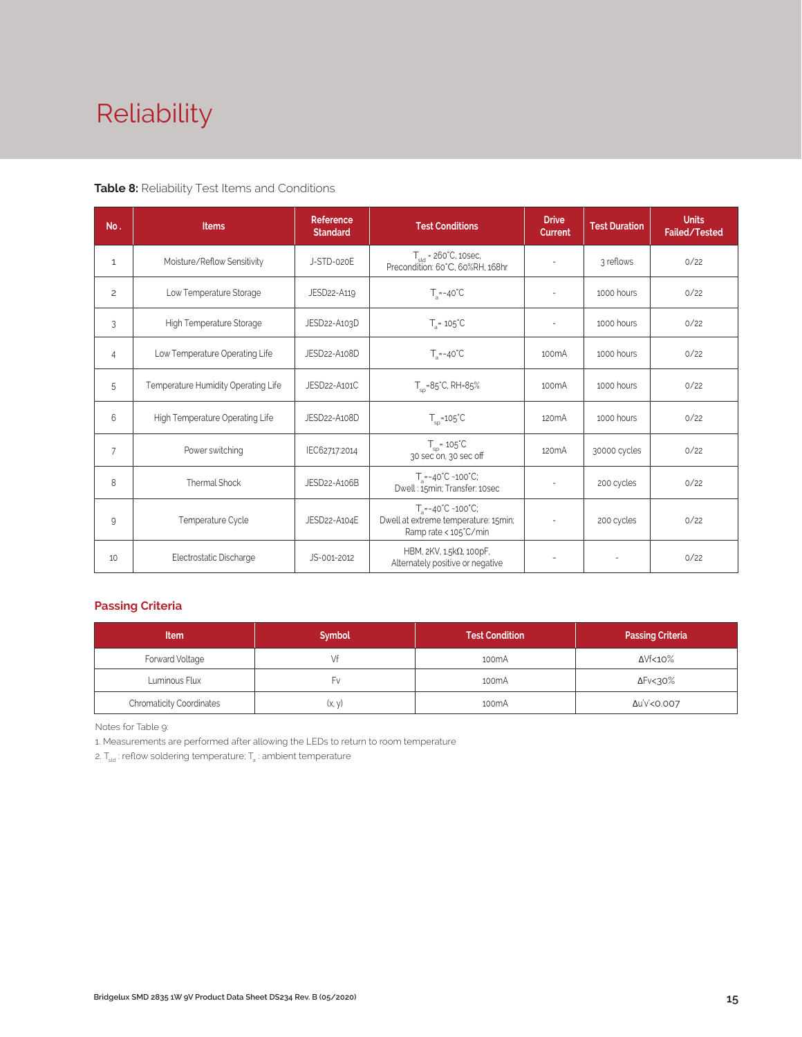# Reliability

**Table 8:** Reliability Test Items and Conditions

| No. | Items | Reference Standard | Test Conditions | Drive Current | Test Duration | Units Failed/Tested |
|---|---|---|---|---|---|---|
| 1 | Moisture/Reflow Sensitivity | J-STD-020E | $T_{sld}$ = 260°C, 10sec, Precondition: 60°C, 60%RH, 168hr | - | 3 reflows | 0/22 |
| 2 | Low Temperature Storage | JESD22-A119 | $T_a$=-40°C | - | 1000 hours | 0/22 |
| 3 | High Temperature Storage | JESD22-A103D | $T_a$= 105°C | - | 1000 hours | 0/22 |
| 4 | Low Temperature Operating Life | JESD22-A108D | $T_a$=-40°C | 100mA | 1000 hours | 0/22 |
| 5 | Temperature Humidity Operating Life | JESD22-A101C | $T_{sp}$=85°C, RH=85% | 100mA | 1000 hours | 0/22 |
| 6 | High Temperature Operating Life | JESD22-A108D | $T_{sp}$=105°C | 120mA | 1000 hours | 0/22 |
| 7 | Power switching | IEC62717:2014 | $T_{sp}$= 105°C 30 sec on, 30 sec off | 120mA | 30000 cycles | 0/22 |
| 8 | Thermal Shock | JESD22-A106B | $T_a$=-40°C ~100°C; Dwell : 15min; Transfer: 10sec | - | 200 cycles | 0/22 |
| 9 | Temperature Cycle | JESD22-A104E | $T_a$=-40°C ~100°C; Dwell at extreme temperature: 15min; Ramp rate < 105°C/min | - | 200 cycles | 0/22 |
| 10 | Electrostatic Discharge | JS-001-2012 | HBM, 2KV, 1.5kΩ, 100pF, Alternately positive or negative | - | - | 0/22 |

## Passing Criteria

| Item | Symbol | Test Condition | Passing Criteria |
|---|---|---|---|
| Forward Voltage | Vf | 100mA | ΔVf<10% |
| Luminous Flux | Fv | 100mA | ΔFv<30% |
| Chromaticity Coordinates | (x, y) | 100mA | Δu'v'<0.007 |

Notes for Table 9:

1. Measurements are performed after allowing the LEDs to return to room temperature
2. $T_{sld}$ : reflow soldering temperature; $T_a$ : ambient temperature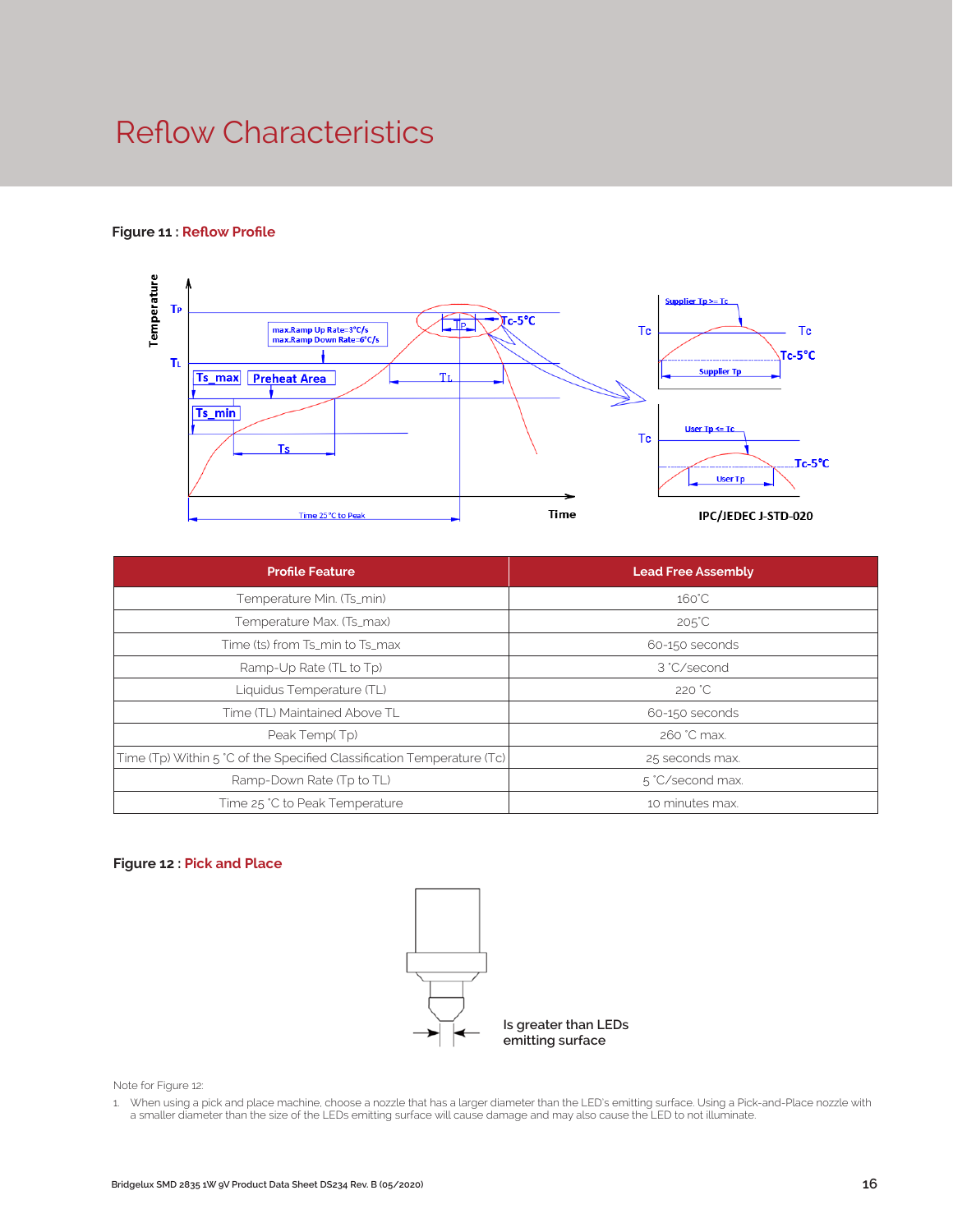# Reflow Characteristics

**Figure 11 : Reflow Profile**

**Figure 11** (Reflow Profile) shows the reflow temperature-versus-time curve, with reference profiles per IPC/JEDEC J-STD-020: Supplier $T_p \geq T_c$ and User $T_p \leq T_c$, each marked against $T_c$ and $T_c$-5°C. The profile annotations give max. Ramp Up Rate = 3°C/s and max. Ramp Down Rate = 6°C/s.

| Profile Feature | Lead Free Assembly |
|---|---|
| Temperature Min. (Ts_min) | 160˚C |
| Temperature Max. (Ts_max) | 205˚C |
| Time (ts) from Ts_min to Ts_max | 60-150 seconds |
| Ramp-Up Rate (TL to Tp) | 3 ˚C/second |
| Liquidus Temperature (TL) | 220 ˚C |
| Time (TL) Maintained Above TL | 60-150 seconds |
| Peak Temp( Tp) | 260 ˚C max. |
| Time (Tp) Within 5 ˚C of the Specified Classification Temperature (Tc) | 25 seconds max. |
| Ramp-Down Rate (Tp to TL) | 5 ˚C/second max. |
| Time 25 ˚C to Peak Temperature | 10 minutes max. |

**Figure 12 : Pick and Place**

Is greater than LEDs emitting surface

Note for Figure 12:

1. When using a pick and place machine, choose a nozzle that has a larger diameter than the LED's emitting surface. Using a Pick-and-Place nozzle with a smaller diameter than the size of the LEDs emitting surface will cause damage and may also cause the LED to not illuminate.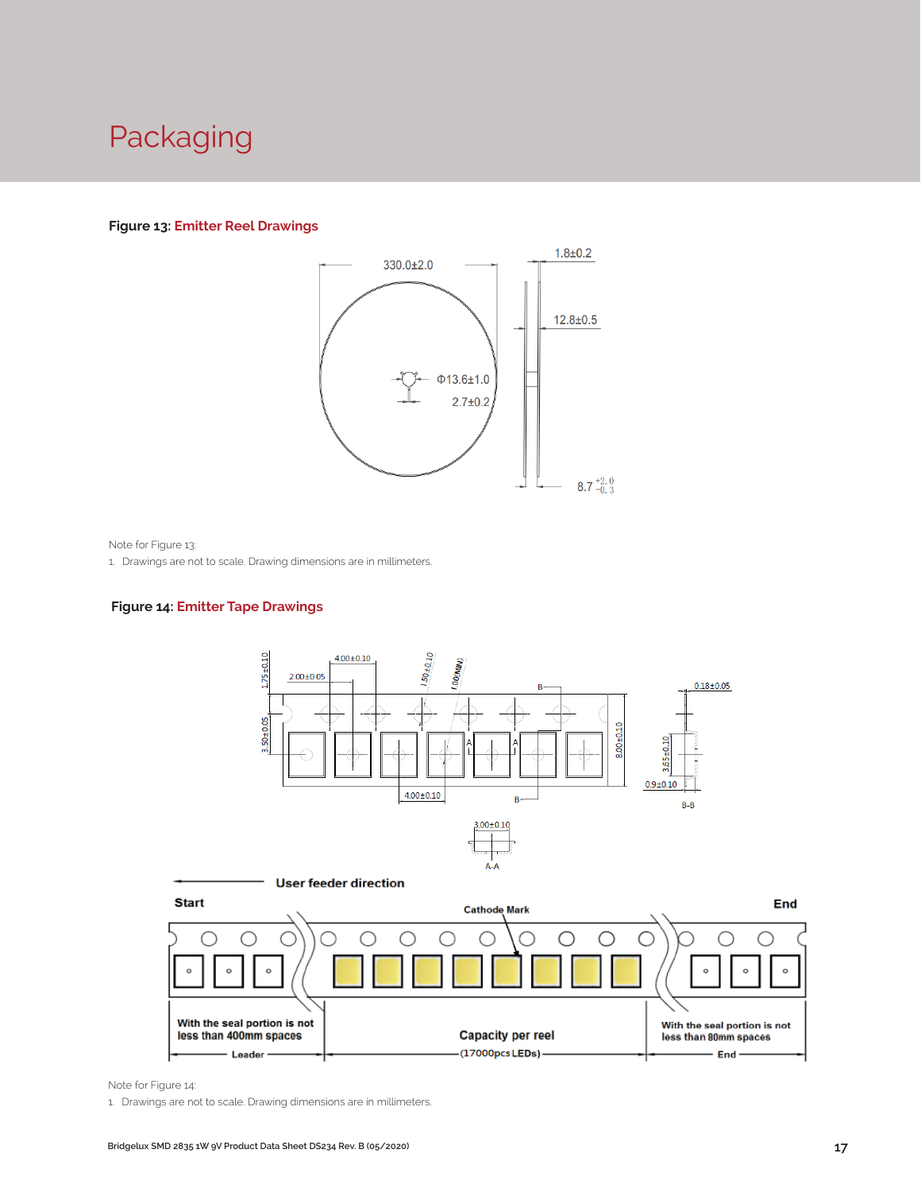# Packaging

**Figure 13: Emitter Reel Drawings**

330.0±2.0

1.8±0.2

12.8±0.5

Φ13.6±1.0

2.7±0.2

8.7 $^{+2.0}_{-0.3}$

Note for Figure 13:

1. Drawings are not to scale. Drawing dimensions are in millimeters.

**Figure 14: Emitter Tape Drawings**

4.00±0.10

2.00±0.05

1.75±0.10

1.50±0.10

1.00(MIN)

0.18±0.05

3.50±0.05

8.00±0.10

3.65±0.10

0.9±0.10

4.00±0.10

B-B

3.00±0.10

A-A

User feeder direction

Start

Cathode Mark

End

With the seal portion is not less than 400mm spaces

Leader

Capacity per reel (17000pcs LEDs)

With the seal portion is not less than 80mm spaces

End

Note for Figure 14:

1. Drawings are not to scale. Drawing dimensions are in millimeters.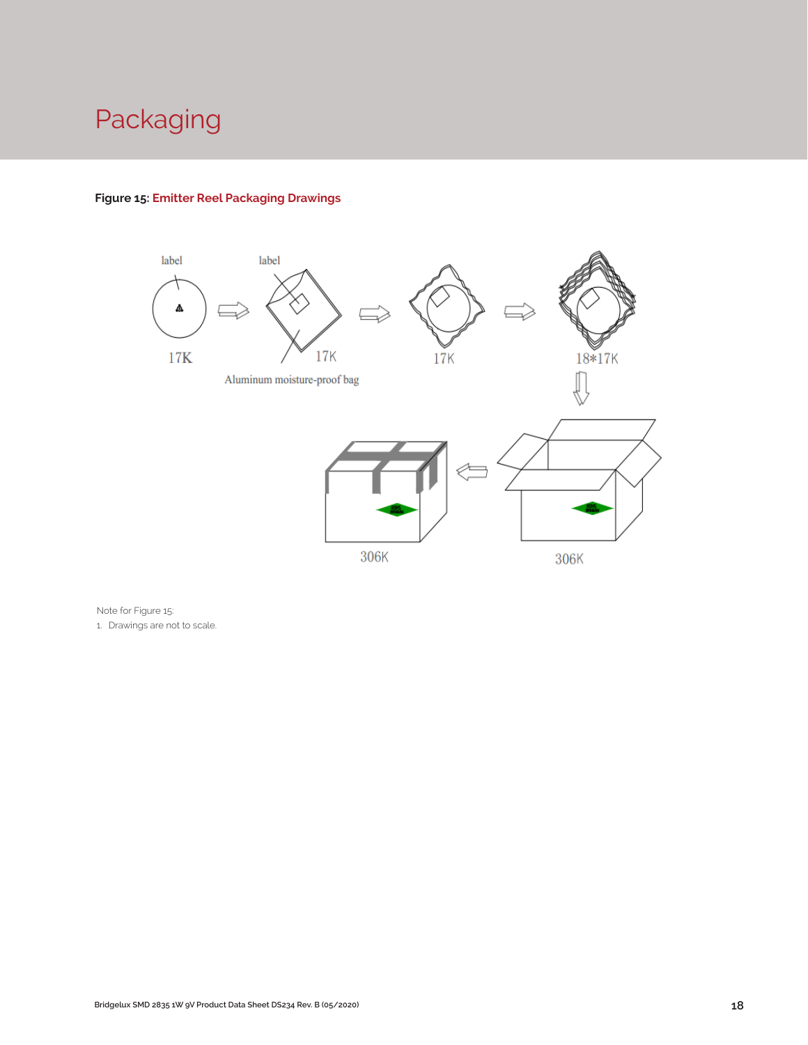# Packaging

**Figure 15: Emitter Reel Packaging Drawings**

label

label

17K

17K

Aluminum moisture-proof bag

17K

18*17K

306K

306K

Note for Figure 15:

1. Drawings are not to scale.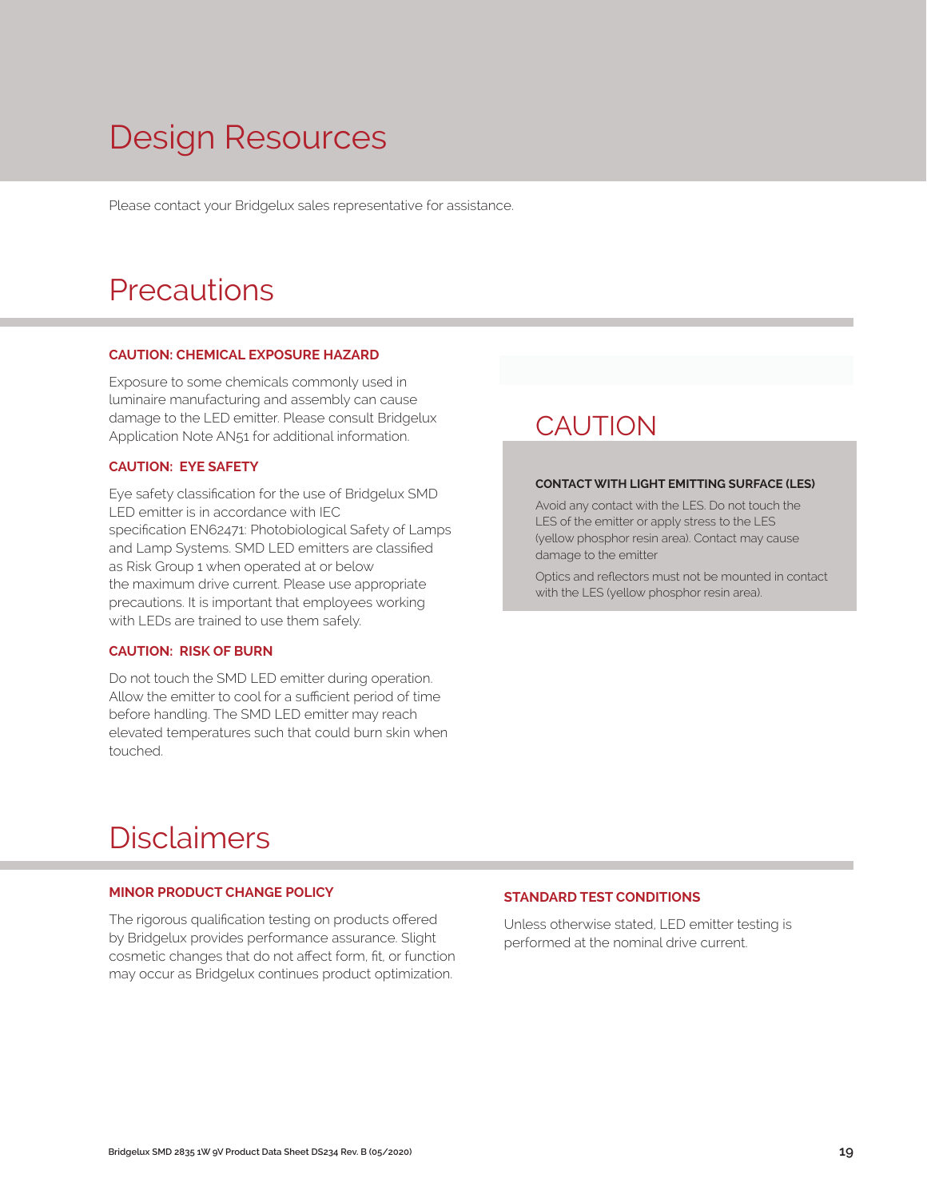# Design Resources

Please contact your Bridgelux sales representative for assistance.

# Precautions

**CAUTION: CHEMICAL EXPOSURE HAZARD**

Exposure to some chemicals commonly used in luminaire manufacturing and assembly can cause damage to the LED emitter. Please consult Bridgelux Application Note AN51 for additional information.

**CAUTION: EYE SAFETY**

Eye safety classification for the use of Bridgelux SMD LED emitter is in accordance with IEC specification EN62471: Photobiological Safety of Lamps and Lamp Systems. SMD LED emitters are classified as Risk Group 1 when operated at or below the maximum drive current. Please use appropriate precautions. It is important that employees working with LEDs are trained to use them safely.

**CAUTION: RISK OF BURN**

Do not touch the SMD LED emitter during operation. Allow the emitter to cool for a sufficient period of time before handling. The SMD LED emitter may reach elevated temperatures such that could burn skin when touched.

## CAUTION

**CONTACT WITH LIGHT EMITTING SURFACE (LES)**

Avoid any contact with the LES. Do not touch the LES of the emitter or apply stress to the LES (yellow phosphor resin area). Contact may cause damage to the emitter

Optics and reflectors must not be mounted in contact with the LES (yellow phosphor resin area).

# Disclaimers

**MINOR PRODUCT CHANGE POLICY**

The rigorous qualification testing on products offered by Bridgelux provides performance assurance. Slight cosmetic changes that do not affect form, fit, or function may occur as Bridgelux continues product optimization.

**STANDARD TEST CONDITIONS**

Unless otherwise stated, LED emitter testing is performed at the nominal drive current.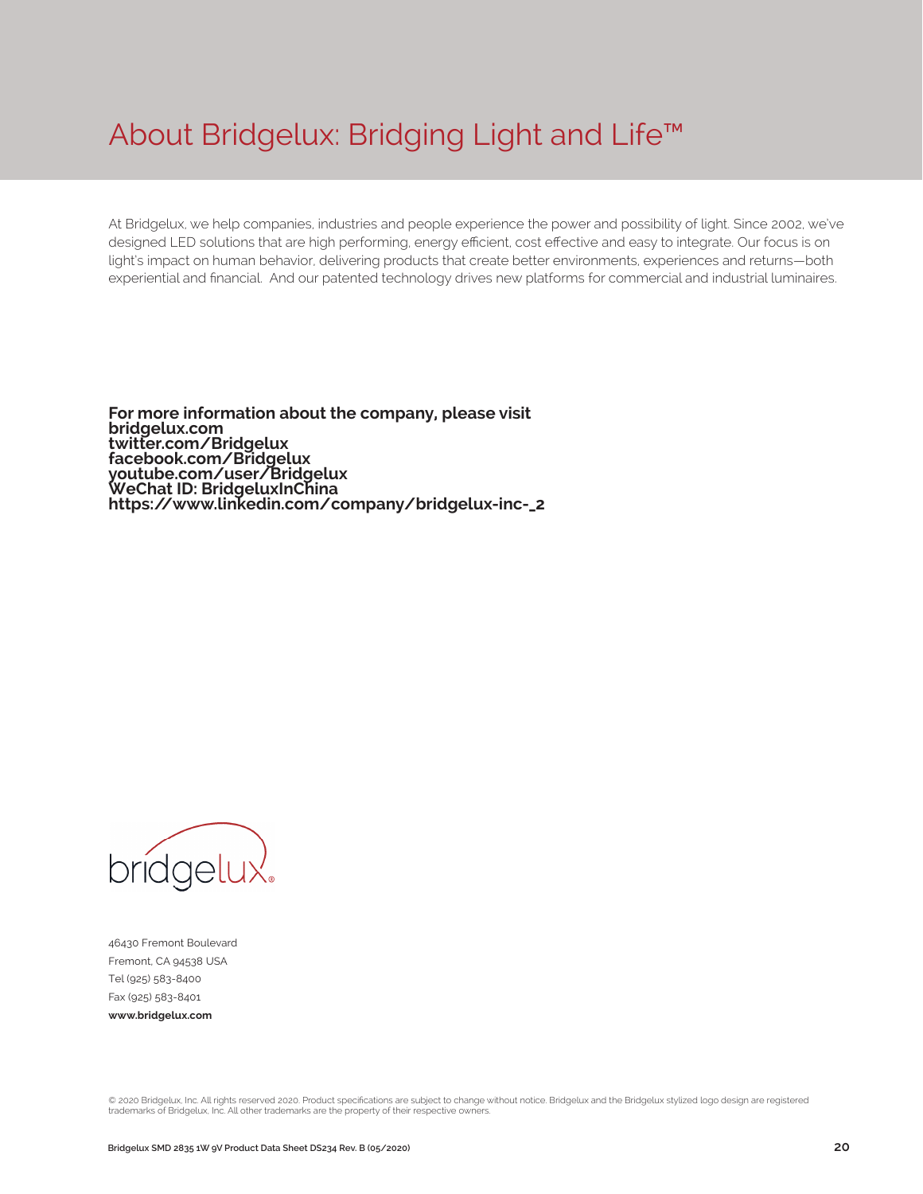# About Bridgelux: Bridging Light and Life™

At Bridgelux, we help companies, industries and people experience the power and possibility of light. Since 2002, we've designed LED solutions that are high performing, energy efficient, cost effective and easy to integrate. Our focus is on light's impact on human behavior, delivering products that create better environments, experiences and returns—both experiential and financial. And our patented technology drives new platforms for commercial and industrial luminaires.

**For more information about the company, please visit**
**bridgelux.com**
**twitter.com/Bridgelux**
**facebook.com/Bridgelux**
**youtube.com/user/Bridgelux**
**WeChat ID: BridgeluxInChina**
**https://www.linkedin.com/company/bridgelux-inc-_2**

bridgelux®

46430 Fremont Boulevard
Fremont, CA 94538 USA
Tel (925) 583-8400
Fax (925) 583-8401
**www.bridgelux.com**

© 2020 Bridgelux, Inc. All rights reserved 2020. Product specifications are subject to change without notice. Bridgelux and the Bridgelux stylized logo design are registered trademarks of Bridgelux, Inc. All other trademarks are the property of their respective owners.